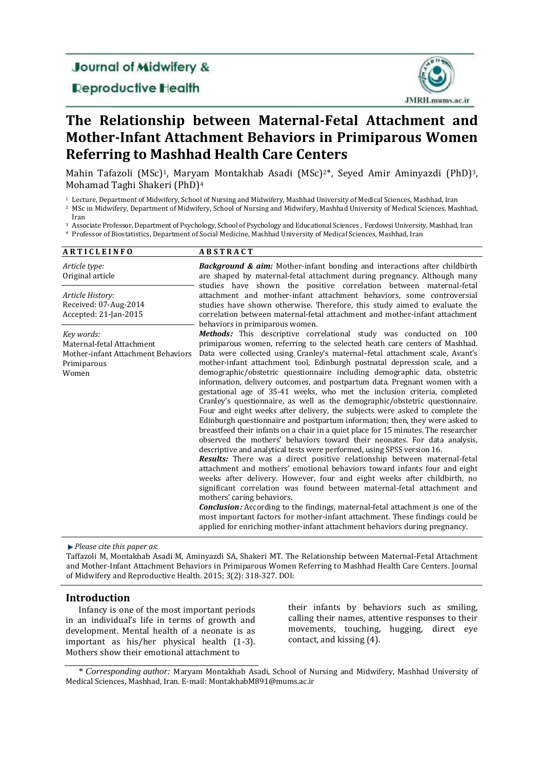Journal of Midwifery & Reproductive Health

JMRH.mums.ac.ir

# The Relationship between Maternal-Fetal Attachment and Mother-Infant Attachment Behaviors in Primiparous Women Referring to Mashhad Health Care Centers

Mahin Tafazoli (MSc)[1], Maryam Montakhab Asadi (MSc)[2]*, Seyed Amir Aminyazdi (PhD)[3], Mohamad Taghi Shakeri (PhD)[4]

[1] Lecture, Department of Midwifery, School of Nursing and Midwifery, Mashhad University of Medical Sciences, Mashhad, Iran
[2] MSc in Midwifery, Department of Midwifery, School of Nursing and Midwifery, Mashhad University of Medical Sciences, Mashhad, Iran
[3] Associate Professor, Department of Psychology, School of Psychology and Educational Sciences , Ferdowsi University, Mashhad, Iran
[4] Professor of Biostatistics, Department of Social Medicine, Mashhad University of Medical Sciences, Mashhad, Iran

**ARTICLEINFO**

*Article type:*
Original article

*Article History:*
Received: 07-Aug-2014
Accepted: 21-Jan-2015

*Key words:*
Maternal-fetal Attachment
Mother-infant Attachment Behaviors
Primiparous
Women

**ABSTRACT**

***Background & aim:*** Mother-infant bonding and interactions after childbirth are shaped by maternal-fetal attachment during pregnancy. Although many studies have shown the positive correlation between maternal-fetal attachment and mother-infant attachment behaviors, some controversial studies have shown otherwise. Therefore, this study aimed to evaluate the correlation between maternal-fetal attachment and mother-infant attachment behaviors in primiparous women.

***Methods:*** This descriptive correlational study was conducted on 100 primiparous women, referring to the selected heath care centers of Mashhad. Data were collected using Cranley's maternal–fetal attachment scale, Avant's mother-infant attachment tool, Edinburgh postnatal depression scale, and a demographic/obstetric questionnaire including demographic data, obstetric information, delivery outcomes, and postpartum data. Pregnant women with a gestational age of 35-41 weeks, who met the inclusion criteria, completed Cranley's questionnaire, as well as the demographic/obstetric questionnaire. Four and eight weeks after delivery, the subjects were asked to complete the Edinburgh questionnaire and postpartum information; then, they were asked to breastfeed their infants on a chair in a quiet place for 15 minutes. The researcher observed the mothers' behaviors toward their neonates. For data analysis, descriptive and analytical tests were performed, using SPSS version 16.

***Results:*** There was a direct positive relationship between maternal-fetal attachment and mothers' emotional behaviors toward infants four and eight weeks after delivery. However, four and eight weeks after childbirth, no significant correlation was found between maternal-fetal attachment and mothers' caring behaviors.

***Conclusion:*** According to the findings, maternal-fetal attachment is one of the most important factors for mother-infant attachment. These findings could be applied for enriching mother-infant attachment behaviors during pregnancy.

► *Please cite this paper as*:
Taffazoli M, Montakhab Asadi M, Aminyazdi SA, Shakeri MT. The Relationship between Maternal-Fetal Attachment and Mother-Infant Attachment Behaviors in Primiparous Women Referring to Mashhad Health Care Centers. Journal of Midwifery and Reproductive Health. 2015; 3(2): 318-327. DOI:

## Introduction

Infancy is one of the most important periods in an individual's life in terms of growth and development. Mental health of a neonate is as important as his/her physical health (1-3). Mothers show their emotional attachment to their infants by behaviors such as smiling, calling their names, attentive responses to their movements, touching, hugging, direct eye contact, and kissing (4).

\* *Corresponding author:* Maryam Montakhab Asadi, School of Nursing and Midwifery, Mashhad University of Medical Sciences, Mashhad, Iran. E-mail: MontakhabM891@mums.ac.ir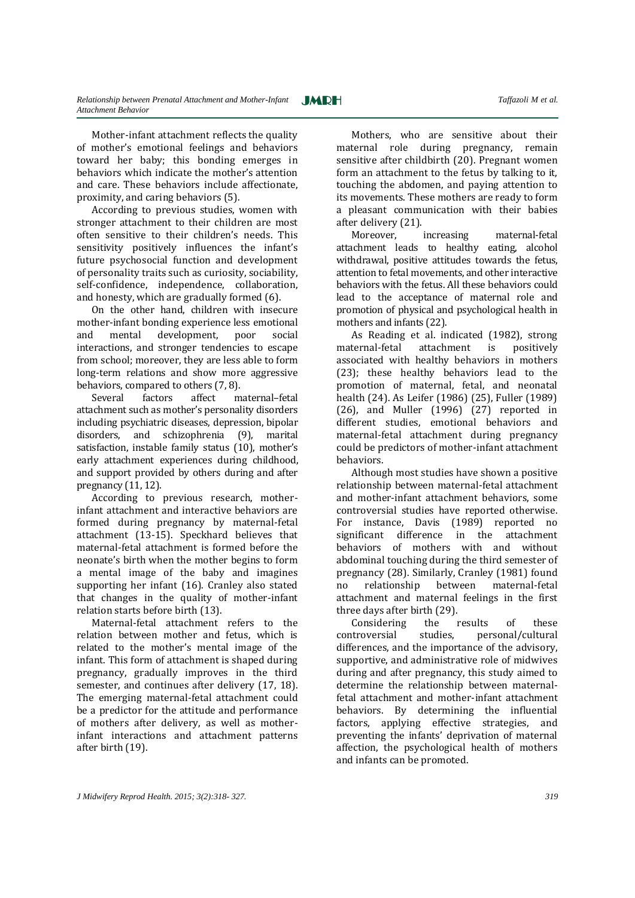Mother-infant attachment reflects the quality of mother's emotional feelings and behaviors toward her baby; this bonding emerges in behaviors which indicate the mother's attention and care. These behaviors include affectionate, proximity, and caring behaviors (5).

According to previous studies, women with stronger attachment to their children are most often sensitive to their children's needs. This sensitivity positively influences the infant's future psychosocial function and development of personality traits such as curiosity, sociability, self-confidence, independence, collaboration, and honesty, which are gradually formed (6).

On the other hand, children with insecure mother-infant bonding experience less emotional and mental development, poor social interactions, and stronger tendencies to escape from school; moreover, they are less able to form long-term relations and show more aggressive behaviors, compared to others (7, 8).

Several factors affect maternal–fetal attachment such as mother's personality disorders including psychiatric diseases, depression, bipolar disorders, and schizophrenia (9), marital satisfaction, instable family status (10), mother's early attachment experiences during childhood, and support provided by others during and after pregnancy (11, 12).

According to previous research, mother-infant attachment and interactive behaviors are formed during pregnancy by maternal-fetal attachment (13-15). Speckhard believes that maternal-fetal attachment is formed before the neonate's birth when the mother begins to form a mental image of the baby and imagines supporting her infant (16). Cranley also stated that changes in the quality of mother-infant relation starts before birth (13).

Maternal-fetal attachment refers to the relation between mother and fetus, which is related to the mother's mental image of the infant. This form of attachment is shaped during pregnancy, gradually improves in the third semester, and continues after delivery (17, 18). The emerging maternal-fetal attachment could be a predictor for the attitude and performance of mothers after delivery, as well as mother-infant interactions and attachment patterns after birth (19).

Mothers, who are sensitive about their maternal role during pregnancy, remain sensitive after childbirth (20). Pregnant women form an attachment to the fetus by talking to it, touching the abdomen, and paying attention to its movements. These mothers are ready to form a pleasant communication with their babies after delivery (21).

Moreover, increasing maternal-fetal attachment leads to healthy eating, alcohol withdrawal, positive attitudes towards the fetus, attention to fetal movements, and other interactive behaviors with the fetus. All these behaviors could lead to the acceptance of maternal role and promotion of physical and psychological health in mothers and infants (22).

As Reading et al. indicated (1982), strong maternal-fetal attachment is positively associated with healthy behaviors in mothers (23); these healthy behaviors lead to the promotion of maternal, fetal, and neonatal health (24). As Leifer (1986) (25), Fuller (1989) (26), and Muller (1996) (27) reported in different studies, emotional behaviors and maternal-fetal attachment during pregnancy could be predictors of mother-infant attachment behaviors.

Although most studies have shown a positive relationship between maternal-fetal attachment and mother-infant attachment behaviors, some controversial studies have reported otherwise. For instance, Davis (1989) reported no significant difference in the attachment behaviors of mothers with and without abdominal touching during the third semester of pregnancy (28). Similarly, Cranley (1981) found no relationship between maternal-fetal attachment and maternal feelings in the first three days after birth (29).

Considering the results of these controversial studies, personal/cultural differences, and the importance of the advisory, supportive, and administrative role of midwives during and after pregnancy, this study aimed to determine the relationship between maternal-fetal attachment and mother-infant attachment behaviors. By determining the influential factors, applying effective strategies, and preventing the infants' deprivation of maternal affection, the psychological health of mothers and infants can be promoted.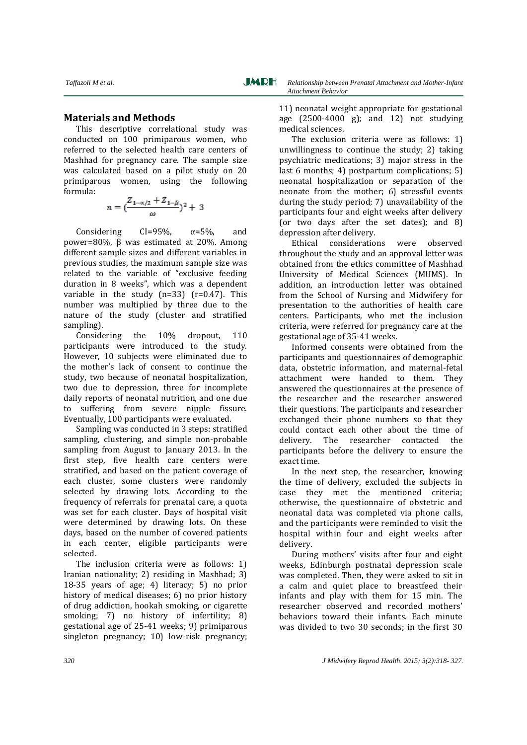## Materials and Methods

This descriptive correlational study was conducted on 100 primiparous women, who referred to the selected health care centers of Mashhad for pregnancy care. The sample size was calculated based on a pilot study on 20 primiparous women, using the following formula:

$$n = (\frac{Z_{1-\alpha/2} + Z_{1-\beta}}{\omega})^2 + 3$$

Considering CI=95%, α=5%, and power=80%, β was estimated at 20%. Among different sample sizes and different variables in previous studies, the maximum sample size was related to the variable of "exclusive feeding duration in 8 weeks", which was a dependent variable in the study (n=33) (r=0.47). This number was multiplied by three due to the nature of the study (cluster and stratified sampling).

Considering the 10% dropout, 110 participants were introduced to the study. However, 10 subjects were eliminated due to the mother's lack of consent to continue the study, two because of neonatal hospitalization, two due to depression, three for incomplete daily reports of neonatal nutrition, and one due to suffering from severe nipple fissure. Eventually, 100 participants were evaluated.

Sampling was conducted in 3 steps: stratified sampling, clustering, and simple non-probable sampling from August to January 2013. In the first step, five health care centers were stratified, and based on the patient coverage of each cluster, some clusters were randomly selected by drawing lots. According to the frequency of referrals for prenatal care, a quota was set for each cluster. Days of hospital visit were determined by drawing lots. On these days, based on the number of covered patients in each center, eligible participants were selected.

The inclusion criteria were as follows: 1) Iranian nationality; 2) residing in Mashhad; 3) 18-35 years of age; 4) literacy; 5) no prior history of medical diseases; 6) no prior history of drug addiction, hookah smoking, or cigarette smoking; 7) no history of infertility; 8) gestational age of 25-41 weeks; 9) primiparous singleton pregnancy; 10) low-risk pregnancy; 11) neonatal weight appropriate for gestational age (2500-4000 g); and 12) not studying medical sciences.

The exclusion criteria were as follows: 1) unwillingness to continue the study; 2) taking psychiatric medications; 3) major stress in the last 6 months; 4) postpartum complications; 5) neonatal hospitalization or separation of the neonate from the mother; 6) stressful events during the study period; 7) unavailability of the participants four and eight weeks after delivery (or two days after the set dates); and 8) depression after delivery.

Ethical considerations were observed throughout the study and an approval letter was obtained from the ethics committee of Mashhad University of Medical Sciences (MUMS). In addition, an introduction letter was obtained from the School of Nursing and Midwifery for presentation to the authorities of health care centers. Participants, who met the inclusion criteria, were referred for pregnancy care at the gestational age of 35-41 weeks.

Informed consents were obtained from the participants and questionnaires of demographic data, obstetric information, and maternal-fetal attachment were handed to them. They answered the questionnaires at the presence of the researcher and the researcher answered their questions. The participants and researcher exchanged their phone numbers so that they could contact each other about the time of delivery. The researcher contacted the participants before the delivery to ensure the exact time.

In the next step, the researcher, knowing the time of delivery, excluded the subjects in case they met the mentioned criteria; otherwise, the questionnaire of obstetric and neonatal data was completed via phone calls, and the participants were reminded to visit the hospital within four and eight weeks after delivery.

During mothers' visits after four and eight weeks, Edinburgh postnatal depression scale was completed. Then, they were asked to sit in a calm and quiet place to breastfeed their infants and play with them for 15 min. The researcher observed and recorded mothers' behaviors toward their infants. Each minute was divided to two 30 seconds; in the first 30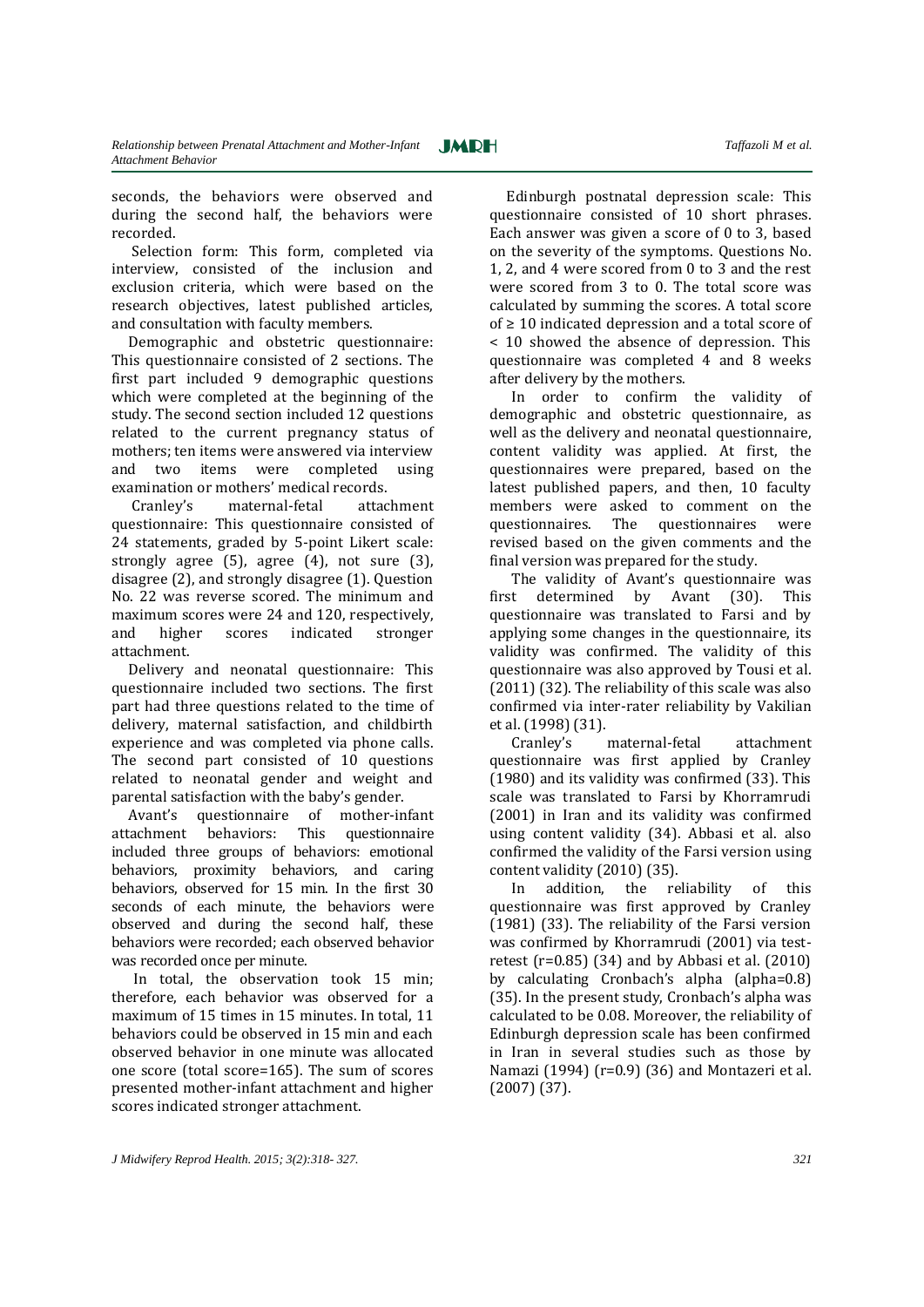seconds, the behaviors were observed and during the second half, the behaviors were recorded.

Selection form: This form, completed via interview, consisted of the inclusion and exclusion criteria, which were based on the research objectives, latest published articles, and consultation with faculty members.

Demographic and obstetric questionnaire: This questionnaire consisted of 2 sections. The first part included 9 demographic questions which were completed at the beginning of the study. The second section included 12 questions related to the current pregnancy status of mothers; ten items were answered via interview and two items were completed using examination or mothers' medical records.

Cranley's maternal-fetal attachment questionnaire: This questionnaire consisted of 24 statements, graded by 5-point Likert scale: strongly agree (5), agree (4), not sure (3), disagree (2), and strongly disagree (1). Question No. 22 was reverse scored. The minimum and maximum scores were 24 and 120, respectively, and higher scores indicated stronger attachment.

Delivery and neonatal questionnaire: This questionnaire included two sections. The first part had three questions related to the time of delivery, maternal satisfaction, and childbirth experience and was completed via phone calls. The second part consisted of 10 questions related to neonatal gender and weight and parental satisfaction with the baby's gender.

Avant's questionnaire of mother-infant attachment behaviors: This questionnaire included three groups of behaviors: emotional behaviors, proximity behaviors, and caring behaviors, observed for 15 min. In the first 30 seconds of each minute, the behaviors were observed and during the second half, these behaviors were recorded; each observed behavior was recorded once per minute.

In total, the observation took 15 min; therefore, each behavior was observed for a maximum of 15 times in 15 minutes. In total, 11 behaviors could be observed in 15 min and each observed behavior in one minute was allocated one score (total score=165). The sum of scores presented mother-infant attachment and higher scores indicated stronger attachment.

Edinburgh postnatal depression scale: This questionnaire consisted of 10 short phrases. Each answer was given a score of 0 to 3, based on the severity of the symptoms. Questions No. 1, 2, and 4 were scored from 0 to 3 and the rest were scored from 3 to 0. The total score was calculated by summing the scores. A total score of ≥ 10 indicated depression and a total score of < 10 showed the absence of depression. This questionnaire was completed 4 and 8 weeks after delivery by the mothers.

In order to confirm the validity of demographic and obstetric questionnaire, as well as the delivery and neonatal questionnaire, content validity was applied. At first, the questionnaires were prepared, based on the latest published papers, and then, 10 faculty members were asked to comment on the questionnaires. The questionnaires were revised based on the given comments and the final version was prepared for the study.

The validity of Avant's questionnaire was first determined by Avant (30). This questionnaire was translated to Farsi and by applying some changes in the questionnaire, its validity was confirmed. The validity of this questionnaire was also approved by Tousi et al. (2011) (32). The reliability of this scale was also confirmed via inter-rater reliability by Vakilian et al. (1998) (31).

Cranley's maternal-fetal attachment questionnaire was first applied by Cranley (1980) and its validity was confirmed (33). This scale was translated to Farsi by Khorramrudi (2001) in Iran and its validity was confirmed using content validity (34). Abbasi et al. also confirmed the validity of the Farsi version using content validity (2010) (35).

In addition, the reliability of this questionnaire was first approved by Cranley (1981) (33). The reliability of the Farsi version was confirmed by Khorramrudi (2001) via test-retest (r=0.85) (34) and by Abbasi et al. (2010) by calculating Cronbach's alpha (alpha=0.8) (35). In the present study, Cronbach's alpha was calculated to be 0.08. Moreover, the reliability of Edinburgh depression scale has been confirmed in Iran in several studies such as those by Namazi (1994) (r=0.9) (36) and Montazeri et al. (2007) (37).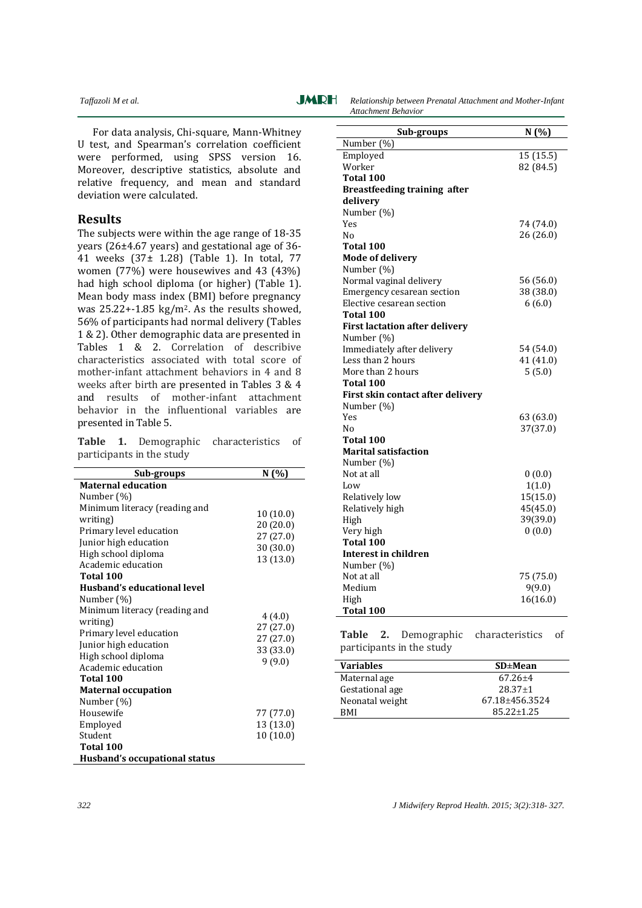For data analysis, Chi-square, Mann-Whitney U test, and Spearman's correlation coefficient were performed, using SPSS version 16. Moreover, descriptive statistics, absolute and relative frequency, and mean and standard deviation were calculated.

## Results

The subjects were within the age range of 18-35 years (26±4.67 years) and gestational age of 36-41 weeks (37± 1.28) (Table 1). In total, 77 women (77%) were housewives and 43 (43%) had high school diploma (or higher) (Table 1). Mean body mass index (BMI) before pregnancy was 25.22+-1.85 kg/m². As the results showed, 56% of participants had normal delivery (Tables 1 & 2). Other demographic data are presented in Tables 1 & 2. Correlation of describive characteristics associated with total score of mother-infant attachment behaviors in 4 and 8 weeks after birth are presented in Tables 3 & 4 and results of mother-infant attachment behavior in the influentional variables are presented in Table 5.

**Table 1.** Demographic characteristics of participants in the study

| Sub-groups | N (%) |
|---|---|
| **Maternal education** | |
| Number (%) | |
| Minimum literacy (reading and writing) | 10 (10.0) |
| Primary level education | 20 (20.0) |
| Junior high education | 27 (27.0) |
| High school diploma | 30 (30.0) |
| Academic education | 13 (13.0) |
| **Total 100** | |
| **Husband's educational level** | |
| Number (%) | |
| Minimum literacy (reading and writing) | 4 (4.0) |
| Primary level education | 27 (27.0) |
| Junior high education | 27 (27.0) |
| High school diploma | 33 (33.0) |
| Academic education | 9 (9.0) |
| **Total 100** | |
| **Maternal occupation** | |
| Number (%) | |
| Housewife | 77 (77.0) |
| Employed | 13 (13.0) |
| Student | 10 (10.0) |
| **Total 100** | |
| **Husband's occupational status** | |
| Number (%) | |
| Employed | 15 (15.5) |
| Worker | 82 (84.5) |
| **Total 100** | |
| **Breastfeeding training after delivery** | |
| Number (%) | |
| Yes | 74 (74.0) |
| No | 26 (26.0) |
| **Total 100** | |
| **Mode of delivery** | |
| Number (%) | |
| Normal vaginal delivery | 56 (56.0) |
| Emergency cesarean section | 38 (38.0) |
| Elective cesarean section | 6 (6.0) |
| **Total 100** | |
| **First lactation after delivery** | |
| Number (%) | |
| Immediately after delivery | 54 (54.0) |
| Less than 2 hours | 41 (41.0) |
| More than 2 hours | 5 (5.0) |
| **Total 100** | |
| **First skin contact after delivery** | |
| Number (%) | |
| Yes | 63 (63.0) |
| No | 37(37.0) |
| **Total 100** | |
| **Marital satisfaction** | |
| Number (%) | |
| Not at all | 0 (0.0) |
| Low | 1(1.0) |
| Relatively low | 15(15.0) |
| Relatively high | 45(45.0) |
| High | 39(39.0) |
| Very high | 0 (0.0) |
| **Total 100** | |
| **Interest in children** | |
| Number (%) | |
| Not at all | 75 (75.0) |
| Medium | 9(9.0) |
| High | 16(16.0) |
| **Total 100** | |

**Table 2.** Demographic characteristics of participants in the study

| Variables | SD±Mean |
|---|---|
| Maternal age | 67.26±4 |
| Gestational age | 28.37±1 |
| Neonatal weight | 67.18±456.3524 |
| BMI | 85.22±1.25 |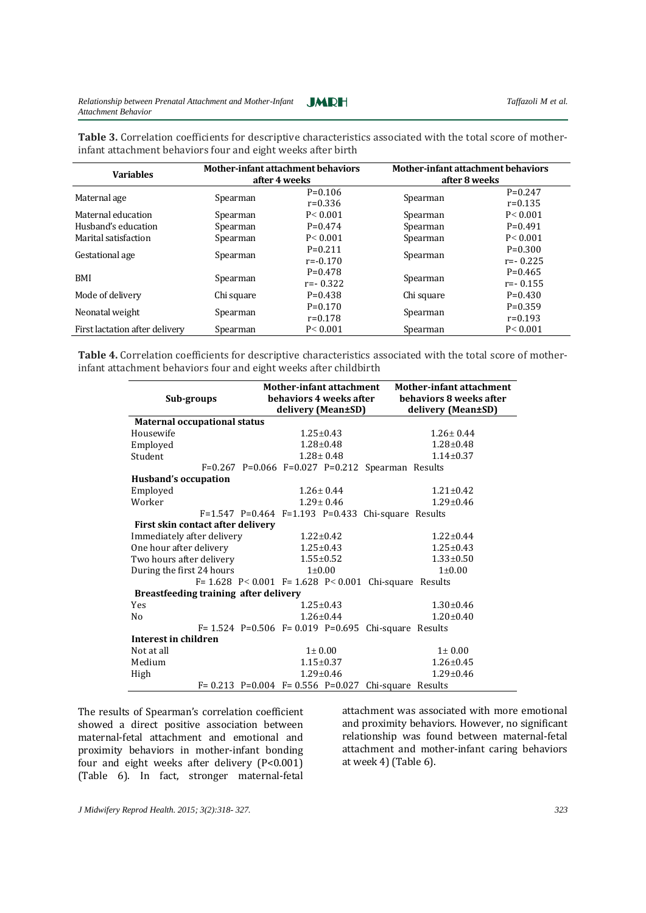**Table 3.** Correlation coefficients for descriptive characteristics associated with the total score of mother-infant attachment behaviors four and eight weeks after birth

| Variables | Mother-infant attachment behaviors after 4 weeks | | Mother-infant attachment behaviors after 8 weeks | |
|---|---|---|---|---|
| Maternal age | Spearman | P=0.106<br>r=0.336 | Spearman | P=0.247<br>r=0.135 |
| Maternal education | Spearman | P< 0.001 | Spearman | P< 0.001 |
| Husband's education | Spearman | P=0.474 | Spearman | P=0.491 |
| Marital satisfaction | Spearman | P< 0.001 | Spearman | P< 0.001 |
| Gestational age | Spearman | P=0.211<br>r=-0.170 | Spearman | P=0.300<br>r=- 0.225 |
| BMI | Spearman | P=0.478<br>r=- 0.322 | Spearman | P=0.465<br>r=- 0.155 |
| Mode of delivery | Chi square | P=0.438 | Chi square | P=0.430 |
| Neonatal weight | Spearman | P=0.170<br>r=0.178 | Spearman | P=0.359<br>r=0.193 |
| First lactation after delivery | Spearman | P< 0.001 | Spearman | P< 0.001 |

**Table 4.** Correlation coefficients for descriptive characteristics associated with the total score of mother-infant attachment behaviors four and eight weeks after childbirth

| Sub-groups | Mother-infant attachment behaviors 4 weeks after delivery (Mean±SD) | Mother-infant attachment behaviors 8 weeks after delivery (Mean±SD) |
|---|---|---|
| **Maternal occupational status** | | |
| Housewife | 1.25±0.43 | 1.26± 0.44 |
| Employed | 1.28±0.48 | 1.28±0.48 |
| Student | 1.28± 0.48 | 1.14±0.37 |
| F=0.267 P=0.066 F=0.027 P=0.212 Spearman Results | | |
| **Husband's occupation** | | |
| Employed | 1.26± 0.44 | 1.21±0.42 |
| Worker | 1.29± 0.46 | 1.29±0.46 |
| F=1.547 P=0.464 F=1.193 P=0.433 Chi-square Results | | |
| **First skin contact after delivery** | | |
| Immediately after delivery | 1.22±0.42 | 1.22±0.44 |
| One hour after delivery | 1.25±0.43 | 1.25±0.43 |
| Two hours after delivery | 1.55±0.52 | 1.33±0.50 |
| During the first 24 hours | 1±0.00 | 1±0.00 |
| F= 1.628 P< 0.001 F= 1.628 P< 0.001 Chi-square Results | | |
| **Breastfeeding training after delivery** | | |
| Yes | 1.25±0.43 | 1.30±0.46 |
| No | 1.26±0.44 | 1.20±0.40 |
| F= 1.524 P=0.506 F= 0.019 P=0.695 Chi-square Results | | |
| **Interest in children** | | |
| Not at all | 1± 0.00 | 1± 0.00 |
| Medium | 1.15±0.37 | 1.26±0.45 |
| High | 1.29±0.46 | 1.29±0.46 |
| F= 0.213 P=0.004 F= 0.556 P=0.027 Chi-square Results | | |

The results of Spearman's correlation coefficient showed a direct positive association between maternal-fetal attachment and emotional and proximity behaviors in mother-infant bonding four and eight weeks after delivery (P<0.001) (Table 6). In fact, stronger maternal-fetal attachment was associated with more emotional and proximity behaviors. However, no significant relationship was found between maternal-fetal attachment and mother-infant caring behaviors at week 4) (Table 6).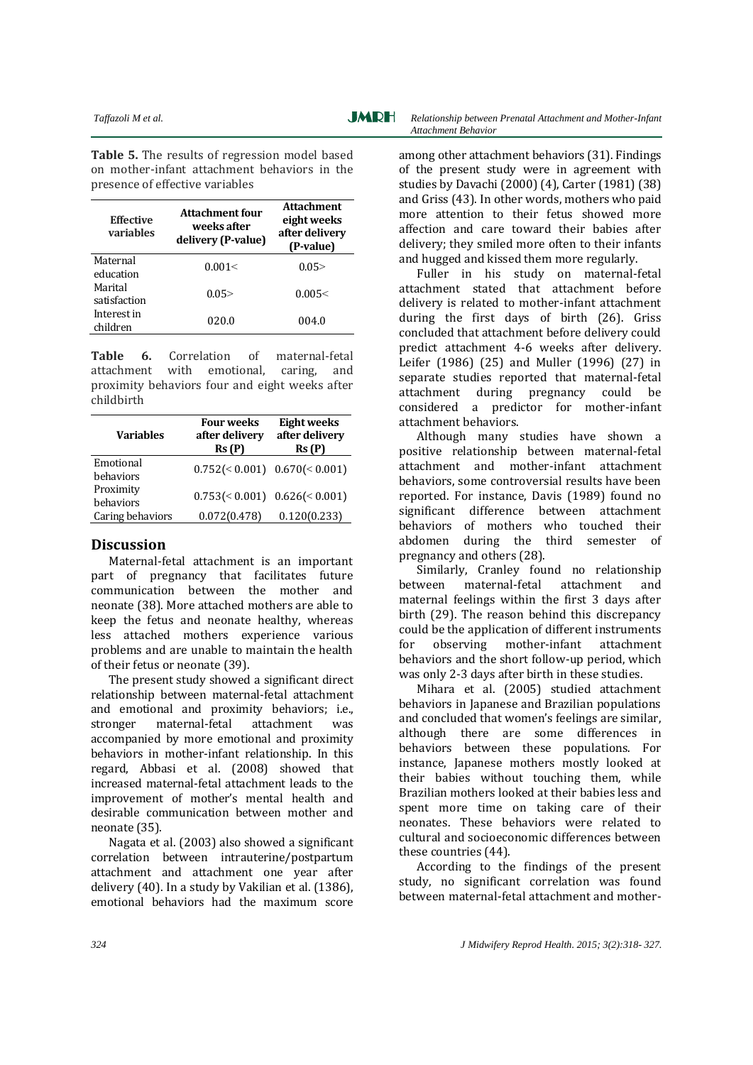**Table 5.** The results of regression model based on mother-infant attachment behaviors in the presence of effective variables

| Effective variables | Attachment four weeks after delivery (P-value) | Attachment eight weeks after delivery (P-value) |
| --- | --- | --- |
| Maternal education | 0.001< | 0.05> |
| Marital satisfaction | 0.05> | 0.005< |
| Interest in children | 020.0 | 004.0 |

**Table 6.** Correlation of maternal-fetal attachment with emotional, caring, and proximity behaviors four and eight weeks after childbirth

| Variables | Four weeks after delivery Rs (P) | Eight weeks after delivery Rs (P) |
| --- | --- | --- |
| Emotional behaviors | 0.752(< 0.001) | 0.670(< 0.001) |
| Proximity behaviors | 0.753(< 0.001) | 0.626(< 0.001) |
| Caring behaviors | 0.072(0.478) | 0.120(0.233) |

## Discussion

Maternal-fetal attachment is an important part of pregnancy that facilitates future communication between the mother and neonate (38). More attached mothers are able to keep the fetus and neonate healthy, whereas less attached mothers experience various problems and are unable to maintain the health of their fetus or neonate (39).

The present study showed a significant direct relationship between maternal-fetal attachment and emotional and proximity behaviors; i.e., stronger maternal-fetal attachment was accompanied by more emotional and proximity behaviors in mother-infant relationship. In this regard, Abbasi et al. (2008) showed that increased maternal-fetal attachment leads to the improvement of mother's mental health and desirable communication between mother and neonate (35).

Nagata et al. (2003) also showed a significant correlation between intrauterine/postpartum attachment and attachment one year after delivery (40). In a study by Vakilian et al. (1386), emotional behaviors had the maximum score among other attachment behaviors (31). Findings of the present study were in agreement with studies by Davachi (2000) (4), Carter (1981) (38) and Griss (43). In other words, mothers who paid more attention to their fetus showed more affection and care toward their babies after delivery; they smiled more often to their infants and hugged and kissed them more regularly.

Fuller in his study on maternal-fetal attachment stated that attachment before delivery is related to mother-infant attachment during the first days of birth (26). Griss concluded that attachment before delivery could predict attachment 4-6 weeks after delivery. Leifer (1986) (25) and Muller (1996) (27) in separate studies reported that maternal-fetal attachment during pregnancy could be considered a predictor for mother-infant attachment behaviors.

Although many studies have shown a positive relationship between maternal-fetal attachment and mother-infant attachment behaviors, some controversial results have been reported. For instance, Davis (1989) found no significant difference between attachment behaviors of mothers who touched their abdomen during the third semester of pregnancy and others (28).

Similarly, Cranley found no relationship between maternal-fetal attachment and maternal feelings within the first 3 days after birth (29). The reason behind this discrepancy could be the application of different instruments for observing mother-infant attachment behaviors and the short follow-up period, which was only 2-3 days after birth in these studies.

Mihara et al. (2005) studied attachment behaviors in Japanese and Brazilian populations and concluded that women's feelings are similar, although there are some differences in behaviors between these populations. For instance, Japanese mothers mostly looked at their babies without touching them, while Brazilian mothers looked at their babies less and spent more time on taking care of their neonates. These behaviors were related to cultural and socioeconomic differences between these countries (44).

According to the findings of the present study, no significant correlation was found between maternal-fetal attachment and mother-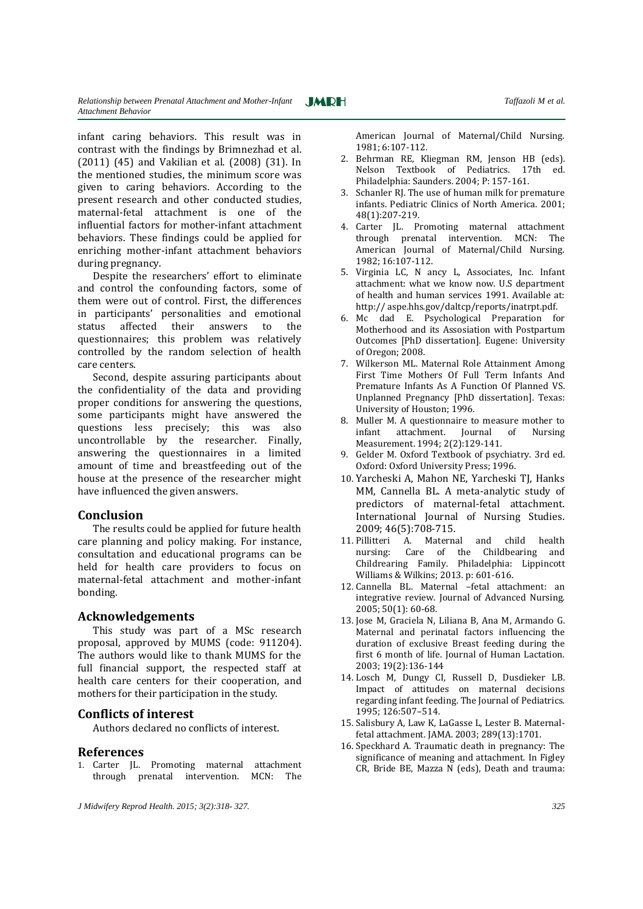infant caring behaviors. This result was in contrast with the findings by Brimnezhad et al. (2011) (45) and Vakilian et al. (2008) (31). In the mentioned studies, the minimum score was given to caring behaviors. According to the present research and other conducted studies, maternal-fetal attachment is one of the influential factors for mother-infant attachment behaviors. These findings could be applied for enriching mother-infant attachment behaviors during pregnancy.

Despite the researchers' effort to eliminate and control the confounding factors, some of them were out of control. First, the differences in participants' personalities and emotional status affected their answers to the questionnaires; this problem was relatively controlled by the random selection of health care centers.

Second, despite assuring participants about the confidentiality of the data and providing proper conditions for answering the questions, some participants might have answered the questions less precisely; this was also uncontrollable by the researcher. Finally, answering the questionnaires in a limited amount of time and breastfeeding out of the house at the presence of the researcher might have influenced the given answers.

## Conclusion

The results could be applied for future health care planning and policy making. For instance, consultation and educational programs can be held for health care providers to focus on maternal-fetal attachment and mother-infant bonding.

## Acknowledgements

This study was part of a MSc research proposal, approved by MUMS (code: 911204). The authors would like to thank MUMS for the full financial support, the respected staff at health care centers for their cooperation, and mothers for their participation in the study.

## Conflicts of interest

Authors declared no conflicts of interest.

## References

1. Carter JL. Promoting maternal attachment through prenatal intervention. MCN: The American Journal of Maternal/Child Nursing. 1981; 6:107-112.
2. Behrman RE, Kliegman RM, Jenson HB (eds). Nelson Textbook of Pediatrics. 17th ed. Philadelphia: Saunders. 2004; P: 157-161.
3. Schanler RJ. The use of human milk for premature infants. Pediatric Clinics of North America. 2001; 48(1):207-219.
4. Carter JL. Promoting maternal attachment through prenatal intervention. MCN: The American Journal of Maternal/Child Nursing. 1982; 16:107-112.
5. Virginia LC, N ancy L, Associates, Inc. Infant attachment: what we know now. U.S department of health and human services 1991. Available at: http:// aspe.hhs.gov/daltcp/reports/inatrpt.pdf.
6. Mc dad E. Psychological Preparation for Motherhood and its Assosiation with Postpartum Outcomes [PhD dissertation]. Eugene: University of Oregon; 2008.
7. Wilkerson ML. Maternal Role Attainment Among First Time Mothers Of Full Term Infants And Premature Infants As A Function Of Planned VS. Unplanned Pregnancy [PhD dissertation]. Texas: University of Houston; 1996.
8. Muller M. A questionnaire to measure mother to infant attachment. Journal of Nursing Measurement. 1994; 2(2):129-141.
9. Gelder M. Oxford Textbook of psychiatry. 3rd ed. Oxford: Oxford University Press; 1996.
10. Yarcheski A, Mahon NE, Yarcheski TJ, Hanks MM, Cannella BL. A meta-analytic study of predictors of maternal-fetal attachment. International Journal of Nursing Studies. 2009; 46(5):708-715.
11. Pillitteri A. Maternal and child health nursing: Care of the Childbearing and Childrearing Family. Philadelphia: Lippincott Williams & Wilkins; 2013. p: 601-616.
12. Cannella BL. Maternal –fetal attachment: an integrative review. Journal of Advanced Nursing. 2005; 50(1): 60-68.
13. Jose M, Graciela N, Liliana B, Ana M, Armando G. Maternal and perinatal factors influencing the duration of exclusive Breast feeding during the first 6 month of life. Journal of Human Lactation. 2003; 19(2):136-144
14. Losch M, Dungy CI, Russell D, Dusdieker LB. Impact of attitudes on maternal decisions regarding infant feeding. The Journal of Pediatrics. 1995; 126:507–514.
15. Salisbury A, Law K, LaGasse L, Lester B. Maternal-fetal attachment. JAMA. 2003; 289(13):1701.
16. Speckhard A. Traumatic death in pregnancy: The significance of meaning and attachment. In Figley CR, Bride BE, Mazza N (eds), Death and trauma: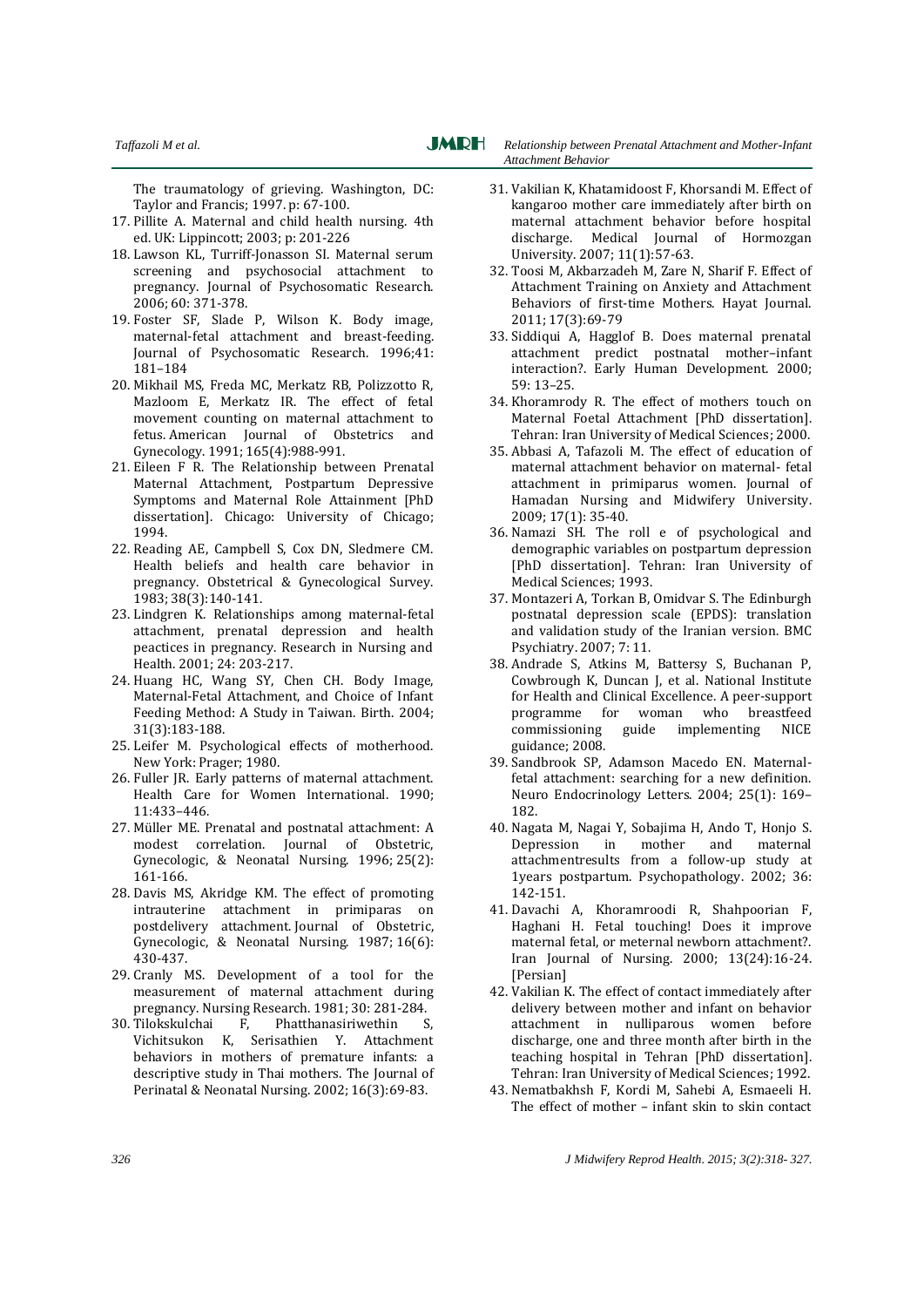The traumatology of grieving. Washington, DC: Taylor and Francis; 1997. p: 67-100.

17. Pillite A. Maternal and child health nursing. 4th ed. UK: Lippincott; 2003; p: 201-226
18. Lawson KL, Turriff-Jonasson SI. Maternal serum screening and psychosocial attachment to pregnancy. Journal of Psychosomatic Research. 2006; 60: 371-378.
19. Foster SF, Slade P, Wilson K. Body image, maternal-fetal attachment and breast-feeding. Journal of Psychosomatic Research. 1996;41: 181–184
20. Mikhail MS, Freda MC, Merkatz RB, Polizzotto R, Mazloom E, Merkatz IR. The effect of fetal movement counting on maternal attachment to fetus. American Journal of Obstetrics and Gynecology. 1991; 165(4):988-991.
21. Eileen F R. The Relationship between Prenatal Maternal Attachment, Postpartum Depressive Symptoms and Maternal Role Attainment [PhD dissertation]. Chicago: University of Chicago; 1994.
22. Reading AE, Campbell S, Cox DN, Sledmere CM. Health beliefs and health care behavior in pregnancy. Obstetrical & Gynecological Survey. 1983; 38(3):140-141.
23. Lindgren K. Relationships among maternal-fetal attachment, prenatal depression and health peactices in pregnancy. Research in Nursing and Health. 2001; 24: 203-217.
24. Huang HC, Wang SY, Chen CH. Body Image, Maternal-Fetal Attachment, and Choice of Infant Feeding Method: A Study in Taiwan. Birth. 2004; 31(3):183-188.
25. Leifer M. Psychological effects of motherhood. New York: Prager; 1980.
26. Fuller JR. Early patterns of maternal attachment. Health Care for Women International. 1990; 11:433–446.
27. Müller ME. Prenatal and postnatal attachment: A modest correlation. Journal of Obstetric, Gynecologic, & Neonatal Nursing. 1996; 25(2): 161-166.
28. Davis MS, Akridge KM. The effect of promoting intrauterine attachment in primiparas on postdelivery attachment. Journal of Obstetric, Gynecologic, & Neonatal Nursing. 1987; 16(6): 430-437.
29. Cranly MS. Development of a tool for the measurement of maternal attachment during pregnancy. Nursing Research. 1981; 30: 281-284.
30. Tilokskulchai F, Phatthanasiriwethin S, Vichitsukon K, Serisathien Y. Attachment behaviors in mothers of premature infants: a descriptive study in Thai mothers. The Journal of Perinatal & Neonatal Nursing. 2002; 16(3):69-83.
31. Vakilian K, Khatamidoost F, Khorsandi M. Effect of kangaroo mother care immediately after birth on maternal attachment behavior before hospital discharge. Medical Journal of Hormozgan University. 2007; 11(1):57-63.
32. Toosi M, Akbarzadeh M, Zare N, Sharif F. Effect of Attachment Training on Anxiety and Attachment Behaviors of first-time Mothers. Hayat Journal. 2011; 17(3):69-79
33. Siddiqui A, Hagglof B. Does maternal prenatal attachment predict postnatal mother–infant interaction?. Early Human Development. 2000; 59: 13–25.
34. Khoramrody R. The effect of mothers touch on Maternal Foetal Attachment [PhD dissertation]. Tehran: Iran University of Medical Sciences; 2000.
35. Abbasi A, Tafazoli M. The effect of education of maternal attachment behavior on maternal- fetal attachment in primiparus women. Journal of Hamadan Nursing and Midwifery University. 2009; 17(1): 35-40.
36. Namazi SH. The roll e of psychological and demographic variables on postpartum depression [PhD dissertation]. Tehran: Iran University of Medical Sciences; 1993.
37. Montazeri A, Torkan B, Omidvar S. The Edinburgh postnatal depression scale (EPDS): translation and validation study of the Iranian version. BMC Psychiatry. 2007; 7: 11.
38. Andrade S, Atkins M, Battersy S, Buchanan P, Cowbrough K, Duncan J, et al. National Institute for Health and Clinical Excellence. A peer-support programme for woman who breastfeed commissioning guide implementing NICE guidance; 2008.
39. Sandbrook SP, Adamson Macedo EN. Maternal-fetal attachment: searching for a new definition. Neuro Endocrinology Letters. 2004; 25(1): 169–182.
40. Nagata M, Nagai Y, Sobajima H, Ando T, Honjo S. Depression in mother and maternal attachmentresults from a follow-up study at 1years postpartum. Psychopathology. 2002; 36: 142-151.
41. Davachi A, Khoramroodi R, Shahpoorian F, Haghani H. Fetal touching! Does it improve maternal fetal, or meternal newborn attachment?. Iran Journal of Nursing. 2000; 13(24):16-24. [Persian]
42. Vakilian K. The effect of contact immediately after delivery between mother and infant on behavior attachment in nulliparous women before discharge, one and three month after birth in the teaching hospital in Tehran [PhD dissertation]. Tehran: Iran University of Medical Sciences; 1992.
43. Nematbakhsh F, Kordi M, Sahebi A, Esmaeeli H. The effect of mother – infant skin to skin contact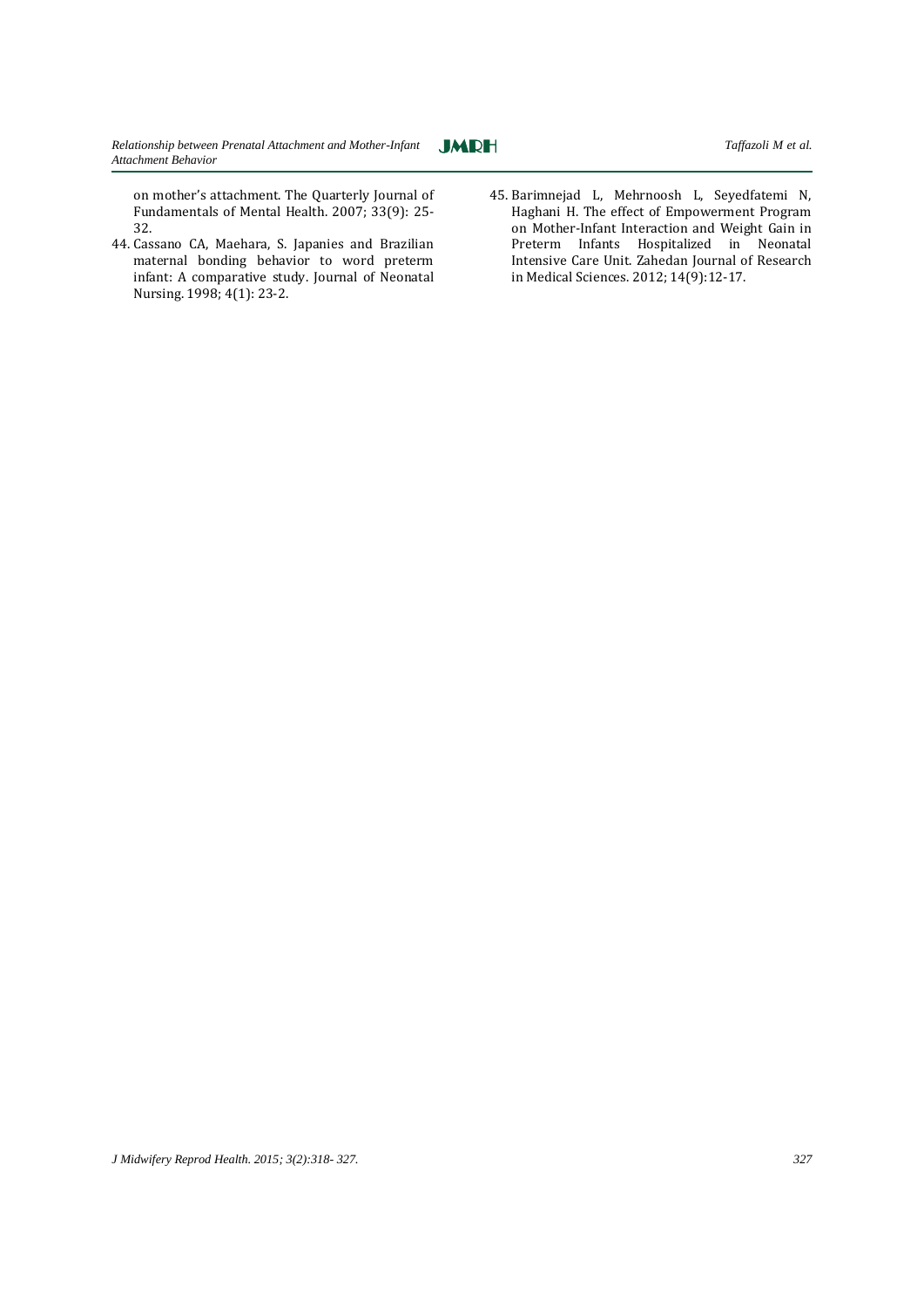on mother's attachment. The Quarterly Journal of Fundamentals of Mental Health. 2007; 33(9): 25-32.

44. Cassano CA, Maehara, S. Japanies and Brazilian maternal bonding behavior to word preterm infant: A comparative study. Journal of Neonatal Nursing. 1998; 4(1): 23-2.

45. Barimnejad L, Mehrnoosh L, Seyedfatemi N, Haghani H. The effect of Empowerment Program on Mother-Infant Interaction and Weight Gain in Preterm Infants Hospitalized in Neonatal Intensive Care Unit. Zahedan Journal of Research in Medical Sciences. 2012; 14(9):12-17.